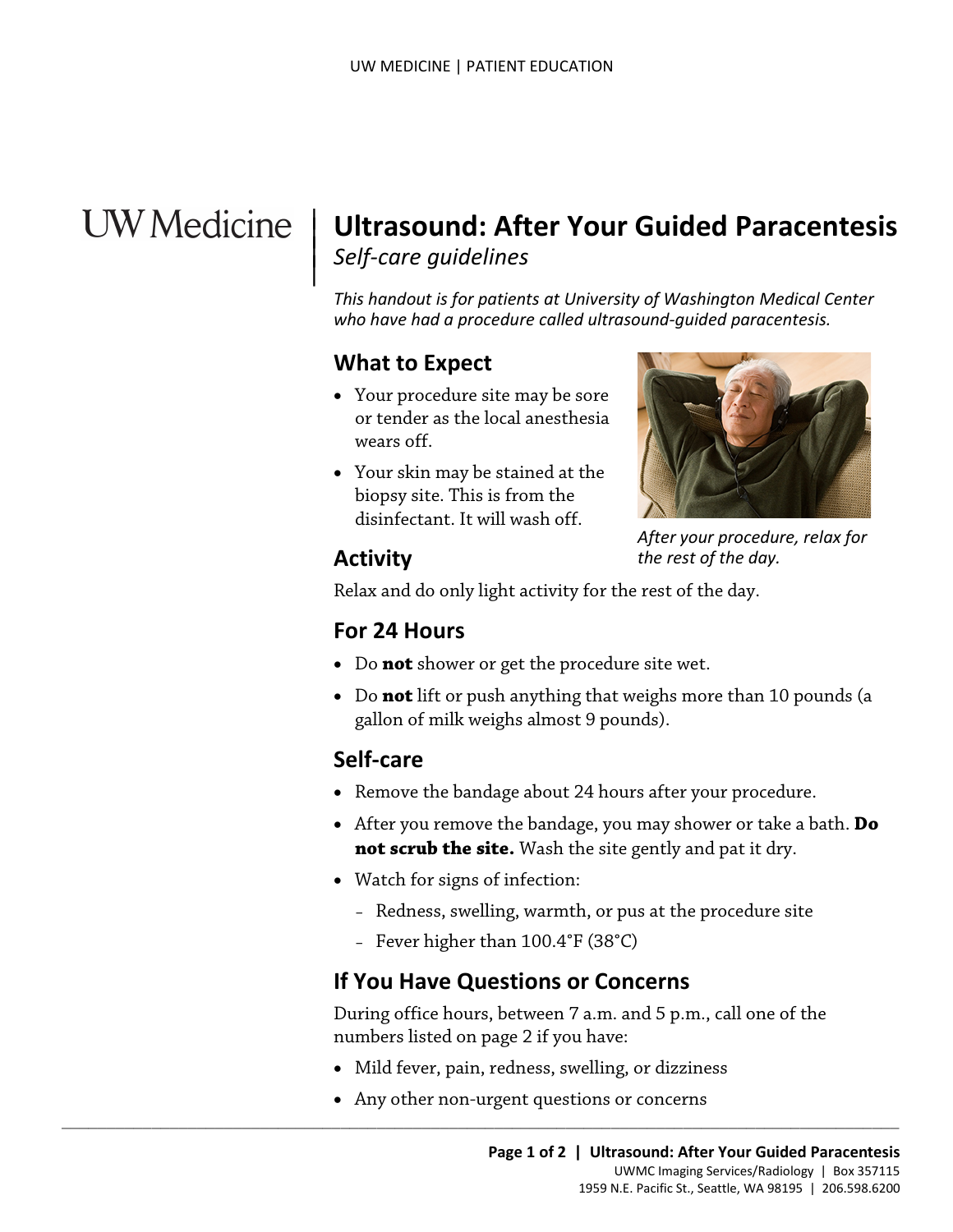UW Medicine

# Ultrasound: After Your Guided Paracentesis

*Self-care guidelines*

*This handout is for patients at University of Washington Medical Center who have had a procedure called ultrasound-guided paracentesis.*

## What to Expect

- Your procedure site may be sore or tender as the local anesthesia wears off.
- Your skin may be stained at the biopsy site. This is from the disinfectant. It will wash off.

*After your procedure, relax for the rest of the day.*

## Activity

Relax and do only light activity for the rest of the day.

## For 24 Hours

- Do **not** shower or get the procedure site wet.
- Do **not** lift or push anything that weighs more than 10 pounds (a gallon of milk weighs almost 9 pounds).

## Self-care

- Remove the bandage about 24 hours after your procedure.
- After you remove the bandage, you may shower or take a bath. **Do not scrub the site.** Wash the site gently and pat it dry.
- Watch for signs of infection:
  - Redness, swelling, warmth, or pus at the procedure site
  - Fever higher than 100.4°F (38°C)

## If You Have Questions or Concerns

During office hours, between 7 a.m. and 5 p.m., call one of the numbers listed on page 2 if you have:

- Mild fever, pain, redness, swelling, or dizziness
- Any other non-urgent questions or concerns

UWMC Imaging Services/Radiology | Box 357115
1959 N.E. Pacific St., Seattle, WA 98195 | 206.598.6200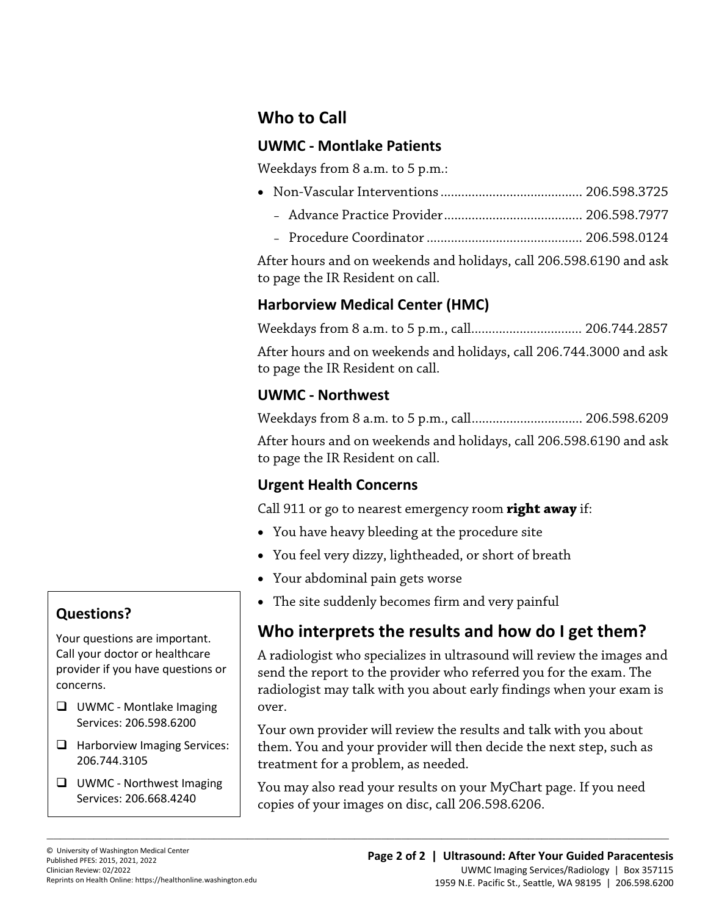## Who to Call

### UWMC - Montlake Patients

Weekdays from 8 a.m. to 5 p.m.:

- Non-Vascular Interventions ........................................ 206.598.3725
  - Advance Practice Provider ........................................ 206.598.7977
  - Procedure Coordinator ............................................ 206.598.0124

After hours and on weekends and holidays, call 206.598.6190 and ask to page the IR Resident on call.

### Harborview Medical Center (HMC)

Weekdays from 8 a.m. to 5 p.m., call................................ 206.744.2857

After hours and on weekends and holidays, call 206.744.3000 and ask to page the IR Resident on call.

### UWMC - Northwest

Weekdays from 8 a.m. to 5 p.m., call................................ 206.598.6209

After hours and on weekends and holidays, call 206.598.6190 and ask to page the IR Resident on call.

### Urgent Health Concerns

Call 911 or go to nearest emergency room **right away** if:

- You have heavy bleeding at the procedure site
- You feel very dizzy, lightheaded, or short of breath
- Your abdominal pain gets worse
- The site suddenly becomes firm and very painful

## Who interprets the results and how do I get them?

A radiologist who specializes in ultrasound will review the images and send the report to the provider who referred you for the exam. The radiologist may talk with you about early findings when your exam is over.

Your own provider will review the results and talk with you about them. You and your provider will then decide the next step, such as treatment for a problem, as needed.

You may also read your results on your MyChart page. If you need copies of your images on disc, call 206.598.6206.

### Questions?

Your questions are important. Call your doctor or healthcare provider if you have questions or concerns.

- ❑ UWMC - Montlake Imaging Services: 206.598.6200
- ❑ Harborview Imaging Services: 206.744.3105
- ❑ UWMC - Northwest Imaging Services: 206.668.4240

© University of Washington Medical Center
Published PFES: 2015, 2021, 2022
Clinician Review: 02/2022
Reprints on Health Online: https://healthonline.washington.edu

UWMC Imaging Services/Radiology | Box 357115
1959 N.E. Pacific St., Seattle, WA 98195 | 206.598.6200